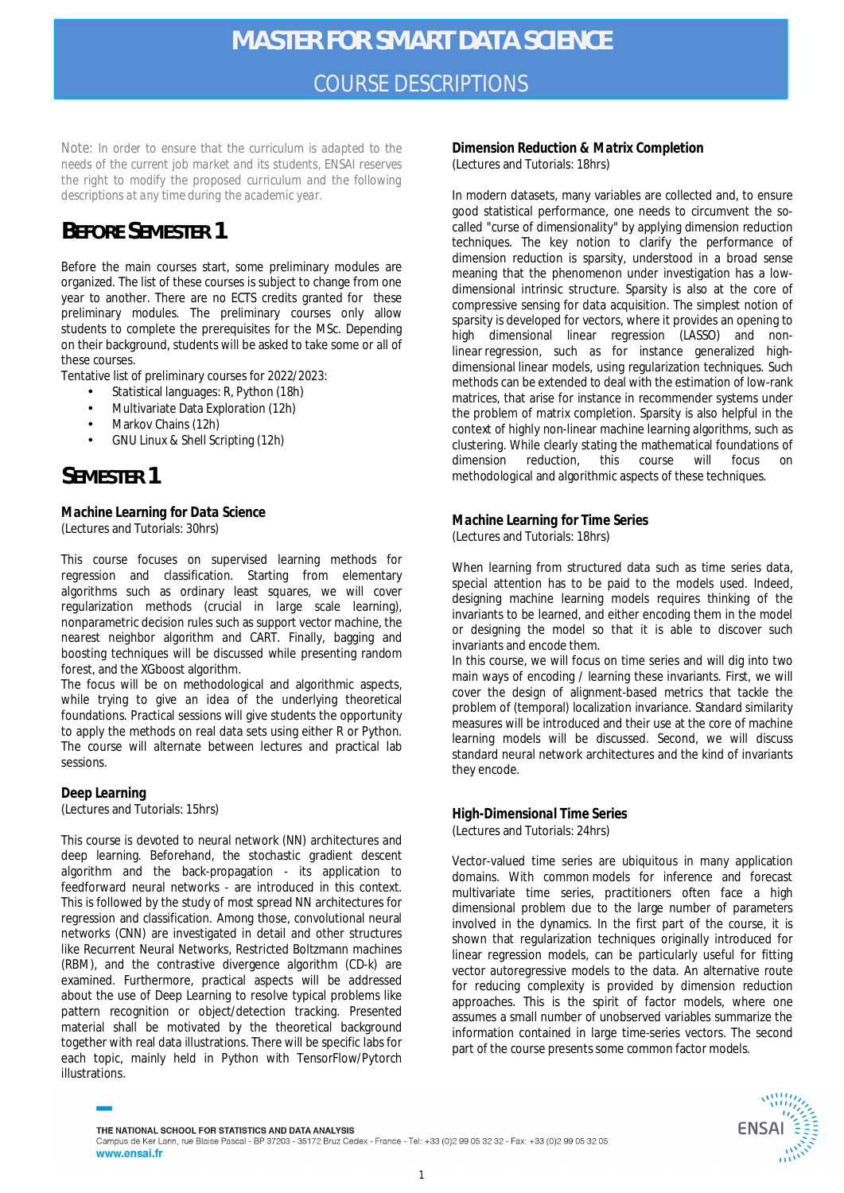# MASTER FOR SMART DATA SCIENCE

## COURSE DESCRIPTIONS

*Note: In order to ensure that the curriculum is adapted to the needs of the current job market and its students, ENSAI reserves the right to modify the proposed curriculum and the following descriptions at any time during the academic year.*

## BEFORE SEMESTER 1

Before the main courses start, some preliminary modules are organized. The list of these courses is subject to change from one year to another. There are no ECTS credits granted for these preliminary modules. The preliminary courses only allow students to complete the prerequisites for the MSc. Depending on their background, students will be asked to take some or all of these courses.

Tentative list of preliminary courses for 2022/2023:

- Statistical languages: R, Python (18h)
- Multivariate Data Exploration (12h)
- Markov Chains (12h)
- GNU Linux & Shell Scripting (12h)

## SEMESTER 1

### Machine Learning for Data Science

(Lectures and Tutorials: 30hrs)

This course focuses on supervised learning methods for regression and classification. Starting from elementary algorithms such as ordinary least squares, we will cover regularization methods (crucial in large scale learning), nonparametric decision rules such as support vector machine, the nearest neighbor algorithm and CART. Finally, bagging and boosting techniques will be discussed while presenting random forest, and the XGboost algorithm.

The focus will be on methodological and algorithmic aspects, while trying to give an idea of the underlying theoretical foundations. Practical sessions will give students the opportunity to apply the methods on real data sets using either R or Python. The course will alternate between lectures and practical lab sessions.

### Deep Learning

(Lectures and Tutorials: 15hrs)

This course is devoted to neural network (NN) architectures and deep learning. Beforehand, the stochastic gradient descent algorithm and the back-propagation - its application to feedforward neural networks - are introduced in this context. This is followed by the study of most spread NN architectures for regression and classification. Among those, convolutional neural networks (CNN) are investigated in detail and other structures like Recurrent Neural Networks, Restricted Boltzmann machines (RBM), and the contrastive divergence algorithm (CD-k) are examined. Furthermore, practical aspects will be addressed about the use of Deep Learning to resolve typical problems like pattern recognition or object/detection tracking. Presented material shall be motivated by the theoretical background together with real data illustrations. There will be specific labs for each topic, mainly held in Python with TensorFlow/Pytorch illustrations.

### Dimension Reduction & Matrix Completion

(Lectures and Tutorials: 18hrs)

In modern datasets, many variables are collected and, to ensure good statistical performance, one needs to circumvent the so-called "curse of dimensionality" by applying dimension reduction techniques. The key notion to clarify the performance of dimension reduction is sparsity, understood in a broad sense meaning that the phenomenon under investigation has a low-dimensional intrinsic structure. Sparsity is also at the core of compressive sensing for data acquisition. The simplest notion of sparsity is developed for vectors, where it provides an opening to high dimensional linear regression (LASSO) and non-linear regression, such as for instance generalized high-dimensional linear models, using regularization techniques. Such methods can be extended to deal with the estimation of low-rank matrices, that arise for instance in recommender systems under the problem of matrix completion. Sparsity is also helpful in the context of highly non-linear machine learning algorithms, such as clustering. While clearly stating the mathematical foundations of dimension reduction, this course will focus on methodological and algorithmic aspects of these techniques.

### Machine Learning for Time Series

(Lectures and Tutorials: 18hrs)

When learning from structured data such as time series data, special attention has to be paid to the models used. Indeed, designing machine learning models requires thinking of the invariants to be learned, and either encoding them in the model or designing the model so that it is able to discover such invariants and encode them.

In this course, we will focus on time series and will dig into two main ways of encoding / learning these invariants. First, we will cover the design of alignment-based metrics that tackle the problem of (temporal) localization invariance. Standard similarity measures will be introduced and their use at the core of machine learning models will be discussed. Second, we will discuss standard neural network architectures and the kind of invariants they encode.

### High-Dimensional Time Series

(Lectures and Tutorials: 24hrs)

Vector-valued time series are ubiquitous in many application domains. With common models for inference and forecast multivariate time series, practitioners often face a high dimensional problem due to the large number of parameters involved in the dynamics. In the first part of the course, it is shown that regularization techniques originally introduced for linear regression models, can be particularly useful for fitting vector autoregressive models to the data. An alternative route for reducing complexity is provided by dimension reduction approaches. This is the spirit of factor models, where one assumes a small number of unobserved variables summarize the information contained in large time-series vectors. The second part of the course presents some common factor models.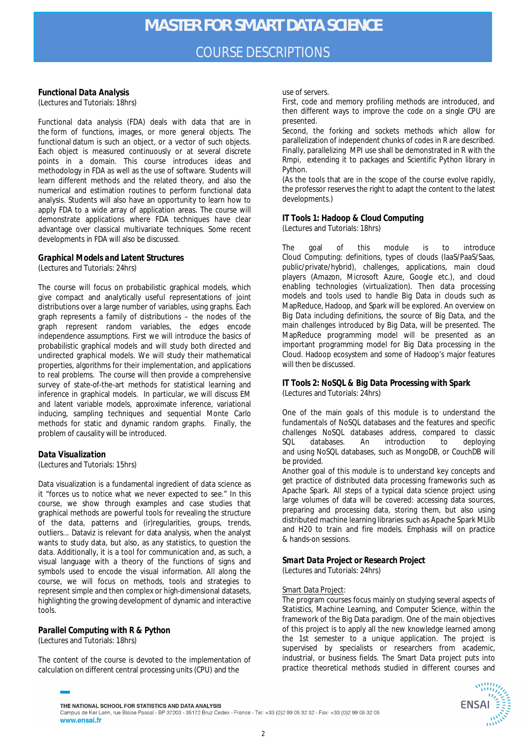# MASTER FOR SMART DATA SCIENCE

## COURSE DESCRIPTIONS

### *Functional Data Analysis*
(Lectures and Tutorials: 18hrs)

Functional data analysis (FDA) deals with data that are in the form of functions, images, or more general objects. The functional datum is such an object, or a vector of such objects. Each object is measured continuously or at several discrete points in a domain. This course introduces ideas and methodology in FDA as well as the use of software. Students will learn different methods and the related theory, and also the numerical and estimation routines to perform functional data analysis. Students will also have an opportunity to learn how to apply FDA to a wide array of application areas. The course will demonstrate applications where FDA techniques have clear advantage over classical multivariate techniques. Some recent developments in FDA will also be discussed.

### *Graphical Models and Latent Structures*
(Lectures and Tutorials: 24hrs)

The course will focus on probabilistic graphical models, which give compact and analytically useful representations of joint distributions over a large number of variables, using graphs. Each graph represents a family of distributions – the nodes of the graph represent random variables, the edges encode independence assumptions. First we will introduce the basics of probabilistic graphical models and will study both directed and undirected graphical models. We will study their mathematical properties, algorithms for their implementation, and applications to real problems. The course will then provide a comprehensive survey of state-of-the-art methods for statistical learning and inference in graphical models. In particular, we will discuss EM and latent variable models, approximate inference, variational inducing, sampling techniques and sequential Monte Carlo methods for static and dynamic random graphs. Finally, the problem of causality will be introduced.

### *Data Visualization*
(Lectures and Tutorials: 15hrs)

Data visualization is a fundamental ingredient of data science as it "forces us to notice what we never expected to see." In this course, we show through examples and case studies that graphical methods are powerful tools for revealing the structure of the data, patterns and (ir)regularities, groups, trends, outliers... Dataviz is relevant for data analysis, when the analyst wants to study data, but also, as any statistics, to question the data. Additionally, it is a tool for communication and, as such, a visual language with a theory of the functions of signs and symbols used to encode the visual information. All along the course, we will focus on methods, tools and strategies to represent simple and then complex or high-dimensional datasets, highlighting the growing development of dynamic and interactive tools.

### *Parallel Computing with R & Python*
(Lectures and Tutorials: 18hrs)

The content of the course is devoted to the implementation of calculation on different central processing units (CPU) and the use of servers.
First, code and memory profiling methods are introduced, and then different ways to improve the code on a single CPU are presented.
Second, the forking and sockets methods which allow for parallelization of independent chunks of codes in R are described.
Finally, parallelizing MPI use shall be demonstrated in R with the Rmpi, extending it to packages and Scientific Python library in Python.
(As the tools that are in the scope of the course evolve rapidly, the professor reserves the right to adapt the content to the latest developments.)

### *IT Tools 1: Hadoop & Cloud Computing*
(Lectures and Tutorials: 18hrs)

The goal of this module is to introduce Cloud Computing: definitions, types of clouds (IaaS/PaaS/Saas, public/private/hybrid), challenges, applications, main cloud players (Amazon, Microsoft Azure, Google etc.), and cloud enabling technologies (virtualization). Then data processing models and tools used to handle Big Data in clouds such as MapReduce, Hadoop, and Spark will be explored. An overview on Big Data including definitions, the source of Big Data, and the main challenges introduced by Big Data, will be presented. The MapReduce programming model will be presented as an important programming model for Big Data processing in the Cloud. Hadoop ecosystem and some of Hadoop's major features will then be discussed.

### *IT Tools 2: NoSQL & Big Data Processing with Spark*
(Lectures and Tutorials: 24hrs)

One of the main goals of this module is to understand the fundamentals of NoSQL databases and the features and specific challenges NoSQL databases address, compared to classic SQL databases. An introduction to deploying and using NoSQL databases, such as MongoDB, or CouchDB will be provided.
Another goal of this module is to understand key concepts and get practice of distributed data processing frameworks such as Apache Spark. All steps of a typical data science project using large volumes of data will be covered: accessing data sources, preparing and processing data, storing them, but also using distributed machine learning libraries such as Apache Spark MLlib and H20 to train and fire models. Emphasis will on practice & hands-on sessions.

### *Smart Data Project or Research Project*
(Lectures and Tutorials: 24hrs)

Smart Data Project:
The program courses focus mainly on studying several aspects of Statistics, Machine Learning, and Computer Science, within the framework of the Big Data paradigm. One of the main objectives of this project is to apply all the new knowledge learned among the 1st semester to a unique application. The project is supervised by specialists or researchers from academic, industrial, or business fields. The Smart Data project puts into practice theoretical methods studied in different courses and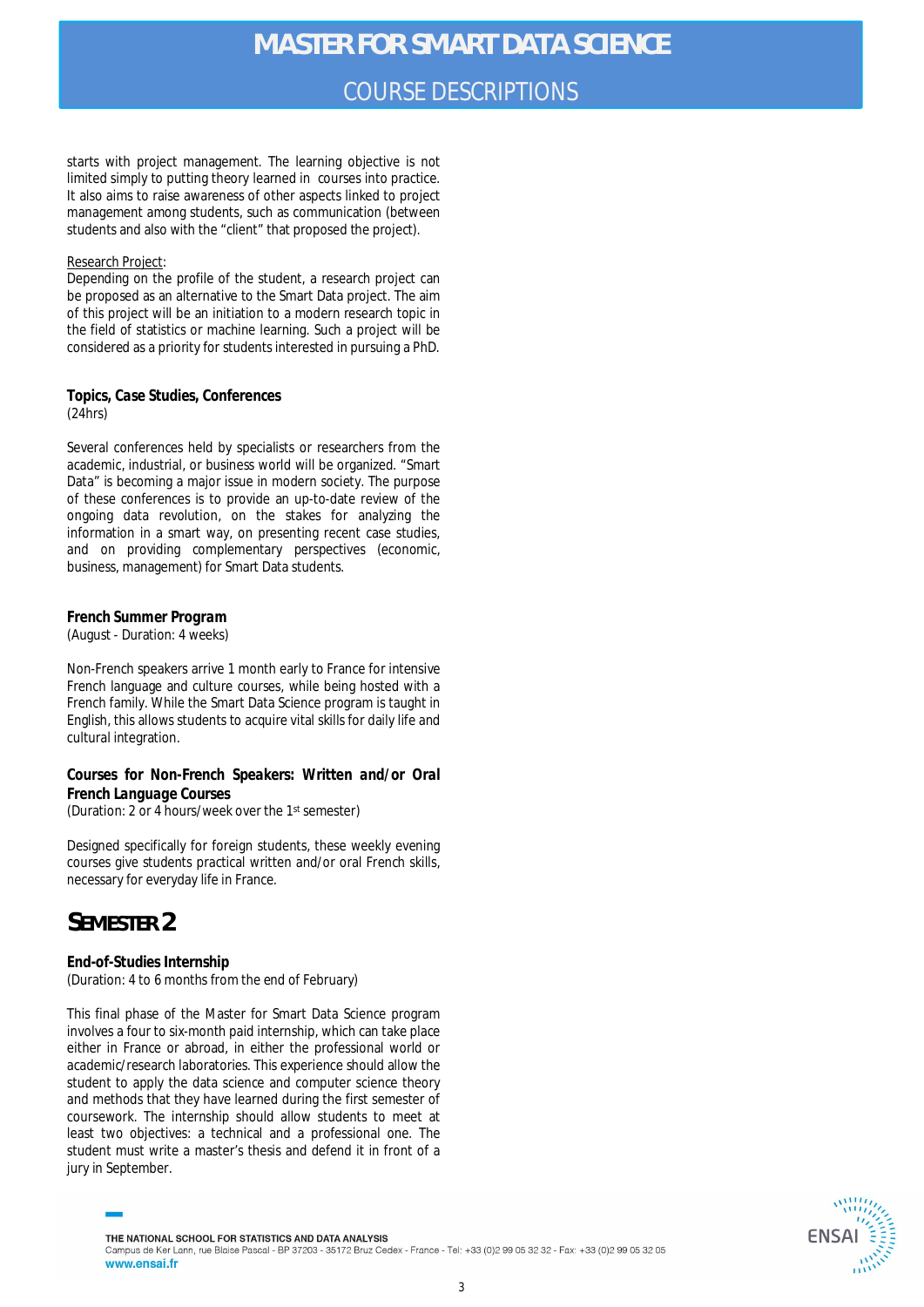starts with project management. The learning objective is not limited simply to putting theory learned in courses into practice. It also aims to raise awareness of other aspects linked to project management among students, such as communication (between students and also with the "client" that proposed the project).

Research Project:
Depending on the profile of the student, a research project can be proposed as an alternative to the Smart Data project. The aim of this project will be an initiation to a modern research topic in the field of statistics or machine learning. Such a project will be considered as a priority for students interested in pursuing a PhD.

**Topics, Case Studies, Conferences**
(24hrs)

Several conferences held by specialists or researchers from the academic, industrial, or business world will be organized. "Smart Data" is becoming a major issue in modern society. The purpose of these conferences is to provide an up-to-date review of the ongoing data revolution, on the stakes for analyzing the information in a smart way, on presenting recent case studies, and on providing complementary perspectives (economic, business, management) for Smart Data students.

***French Summer Program***
(August - Duration: 4 weeks)

Non-French speakers arrive 1 month early to France for intensive French language and culture courses, while being hosted with a French family. While the Smart Data Science program is taught in English, this allows students to acquire vital skills for daily life and cultural integration.

***Courses for Non-French Speakers: Written and/or Oral French Language Courses***
(Duration: 2 or 4 hours/week over the 1st semester)

Designed specifically for foreign students, these weekly evening courses give students practical written and/or oral French skills, necessary for everyday life in France.

## SEMESTER 2

**End-of-Studies Internship**
(Duration: 4 to 6 months from the end of February)

This final phase of the Master for Smart Data Science program involves a four to six-month paid internship, which can take place either in France or abroad, in either the professional world or academic/research laboratories. This experience should allow the student to apply the data science and computer science theory and methods that they have learned during the first semester of coursework. The internship should allow students to meet at least two objectives: a technical and a professional one. The student must write a master's thesis and defend it in front of a jury in September.